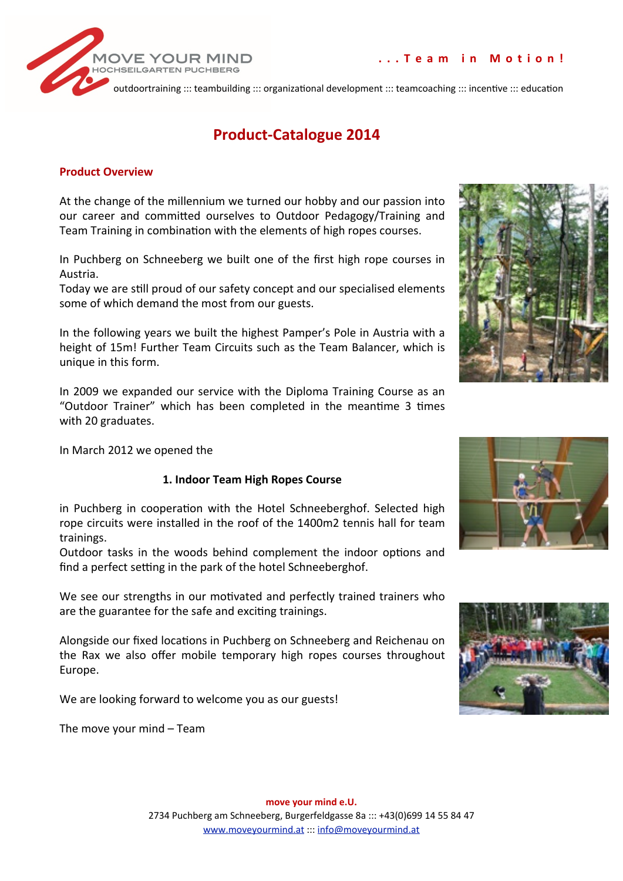MOVE YOUR MIND
HOCHSEILGARTEN PUCHBERG

. . . T e a m  i n  M o t i o n !

outdoortraining ::: teambuilding ::: organizational development ::: teamcoaching ::: incentive ::: education

# Product-Catalogue 2014

## Product Overview

At the change of the millennium we turned our hobby and our passion into our career and committed ourselves to Outdoor Pedagogy/Training and Team Training in combination with the elements of high ropes courses.

In Puchberg on Schneeberg we built one of the first high rope courses in Austria.
Today we are still proud of our safety concept and our specialised elements some of which demand the most from our guests.

In the following years we built the highest Pamper's Pole in Austria with a height of 15m! Further Team Circuits such as the Team Balancer, which is unique in this form.

In 2009 we expanded our service with the Diploma Training Course as an "Outdoor Trainer" which has been completed in the meantime 3 times with 20 graduates.

In March 2012 we opened the

**1. Indoor Team High Ropes Course**

in Puchberg in cooperation with the Hotel Schneeberghof. Selected high rope circuits were installed in the roof of the 1400m2 tennis hall for team trainings.
Outdoor tasks in the woods behind complement the indoor options and find a perfect setting in the park of the hotel Schneeberghof.

We see our strengths in our motivated and perfectly trained trainers who are the guarantee for the safe and exciting trainings.

Alongside our fixed locations in Puchberg on Schneeberg and Reichenau on the Rax we also offer mobile temporary high ropes courses throughout Europe.

We are looking forward to welcome you as our guests!

The move your mind – Team

**move your mind e.U.**
2734 Puchberg am Schneeberg, Burgerfeldgasse 8a ::: +43(0)699 14 55 84 47
www.moveyourmind.at ::: info@moveyourmind.at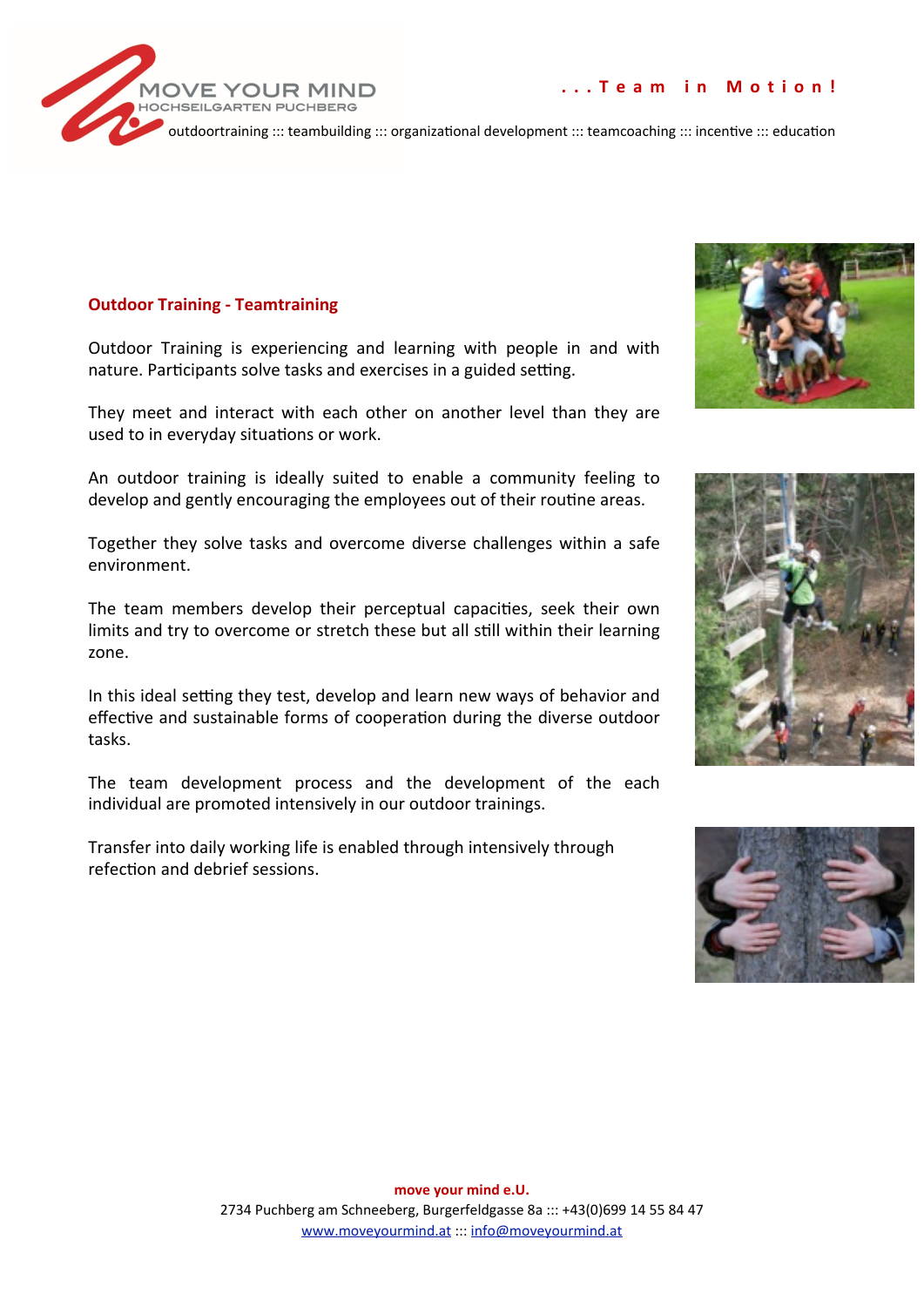## Outdoor Training - Teamtraining

Outdoor Training is experiencing and learning with people in and with nature. Participants solve tasks and exercises in a guided setting.

They meet and interact with each other on another level than they are used to in everyday situations or work.

An outdoor training is ideally suited to enable a community feeling to develop and gently encouraging the employees out of their routine areas.

Together they solve tasks and overcome diverse challenges within a safe environment.

The team members develop their perceptual capacities, seek their own limits and try to overcome or stretch these but all still within their learning zone.

In this ideal setting they test, develop and learn new ways of behavior and effective and sustainable forms of cooperation during the diverse outdoor tasks.

The team development process and the development of the each individual are promoted intensively in our outdoor trainings.

Transfer into daily working life is enabled through intensively through refection and debrief sessions.

**move your mind e.U.**
2734 Puchberg am Schneeberg, Burgerfeldgasse 8a ::: +43(0)699 14 55 84 47
www.moveyourmind.at ::: info@moveyourmind.at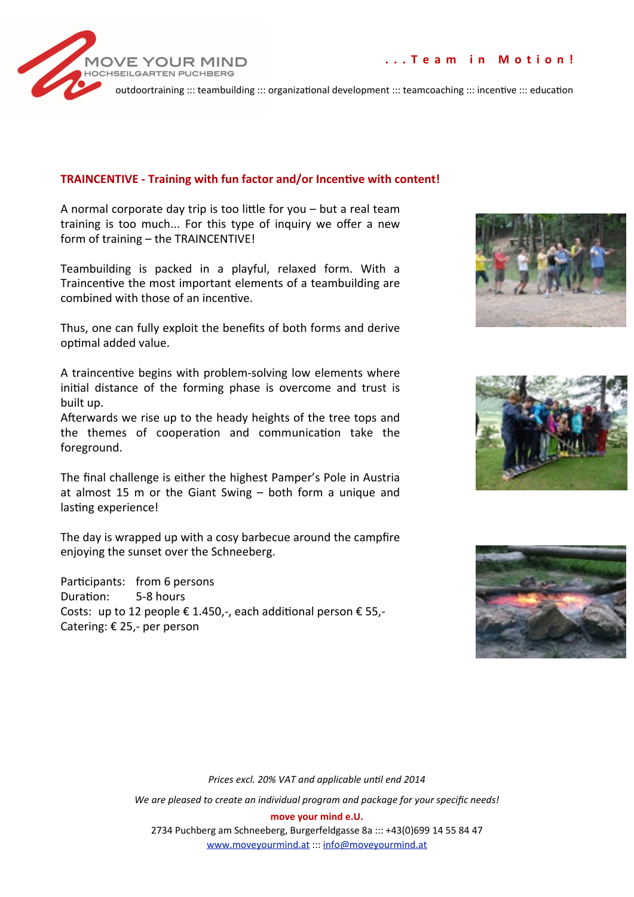## TRAINCENTIVE - Training with fun factor and/or Incentive with content!

A normal corporate day trip is too little for you – but a real team training is too much... For this type of inquiry we offer a new form of training – the TRAINCENTIVE!

Teambuilding is packed in a playful, relaxed form. With a Traincentive the most important elements of a teambuilding are combined with those of an incentive.

Thus, one can fully exploit the benefits of both forms and derive optimal added value.

A traincentive begins with problem-solving low elements where initial distance of the forming phase is overcome and trust is built up.
Afterwards we rise up to the heady heights of the tree tops and the themes of cooperation and communication take the foreground.

The final challenge is either the highest Pamper's Pole in Austria at almost 15 m or the Giant Swing – both form a unique and lasting experience!

The day is wrapped up with a cosy barbecue around the campfire enjoying the sunset over the Schneeberg.

Participants: from 6 persons
Duration: 5-8 hours
Costs: up to 12 people € 1.450,-, each additional person € 55,-
Catering: € 25,- per person

*Prices excl. 20% VAT and applicable until end 2014*

*We are pleased to create an individual program and package for your specific needs!*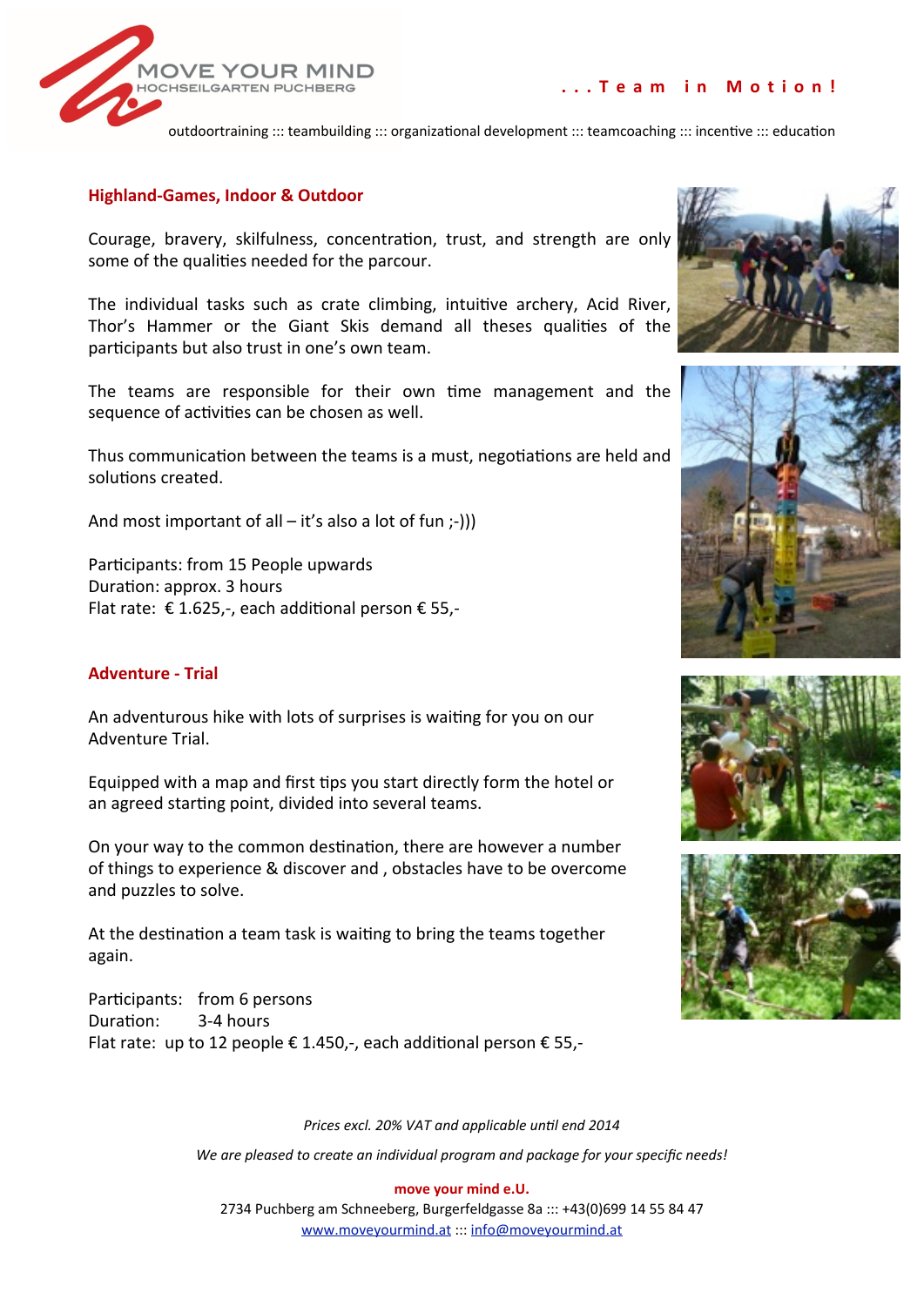## Highland-Games, Indoor & Outdoor

Courage, bravery, skilfulness, concentration, trust, and strength are only some of the qualities needed for the parcour.

The individual tasks such as crate climbing, intuitive archery, Acid River, Thor's Hammer or the Giant Skis demand all theses qualities of the participants but also trust in one's own team.

The teams are responsible for their own time management and the sequence of activities can be chosen as well.

Thus communication between the teams is a must, negotiations are held and solutions created.

And most important of all – it's also a lot of fun ;-)))

Participants: from 15 People upwards
Duration: approx. 3 hours
Flat rate: € 1.625,-, each additional person € 55,-

## Adventure - Trial

An adventurous hike with lots of surprises is waiting for you on our Adventure Trial.

Equipped with a map and first tips you start directly form the hotel or an agreed starting point, divided into several teams.

On your way to the common destination, there are however a number of things to experience & discover and , obstacles have to be overcome and puzzles to solve.

At the destination a team task is waiting to bring the teams together again.

Participants: from 6 persons
Duration: 3-4 hours
Flat rate: up to 12 people € 1.450,-, each additional person € 55,-

*Prices excl. 20% VAT and applicable until end 2014*

*We are pleased to create an individual program and package for your specific needs!*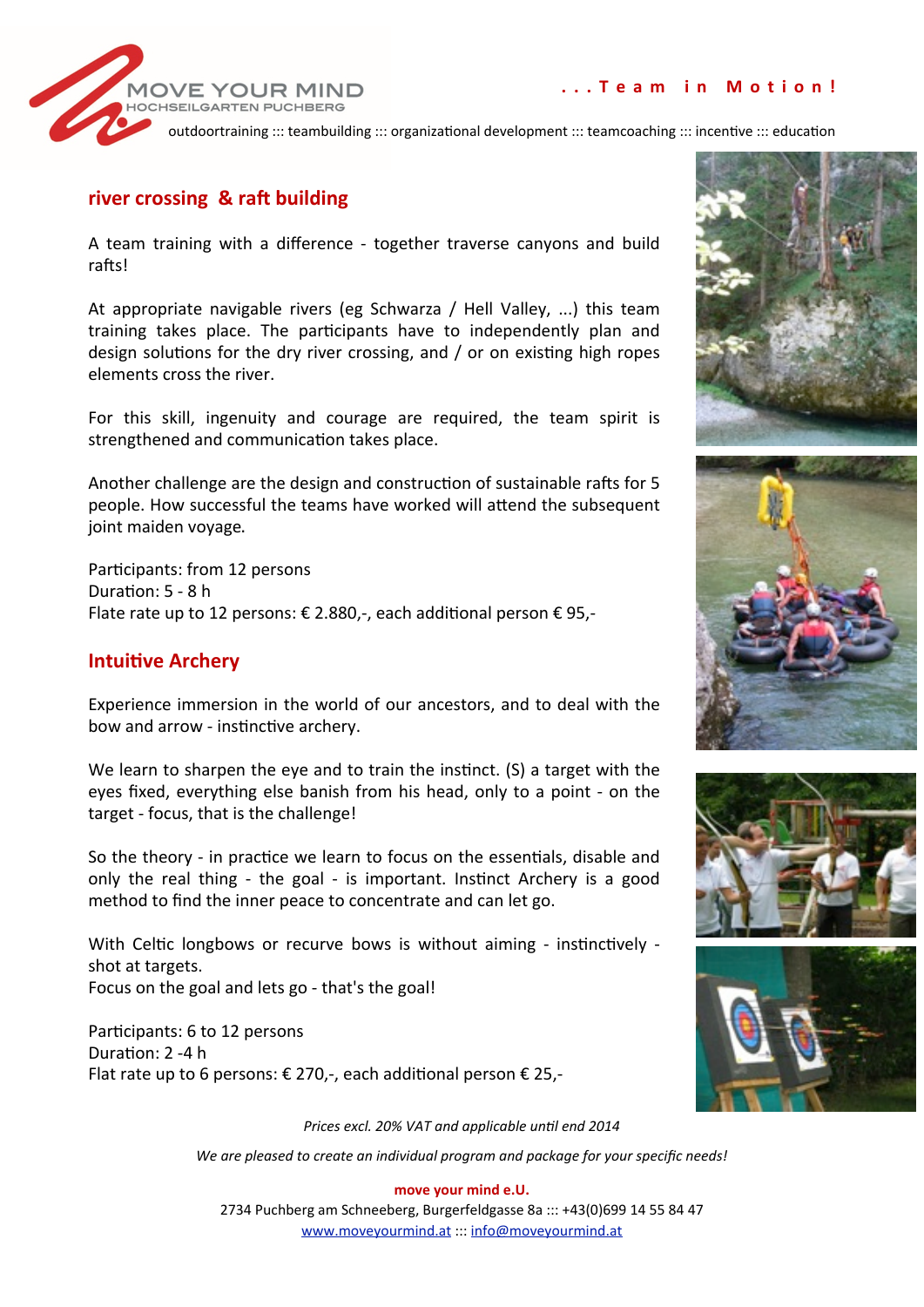## river crossing & raft building

A team training with a difference - together traverse canyons and build rafts!

At appropriate navigable rivers (eg Schwarza / Hell Valley, ...) this team training takes place. The participants have to independently plan and design solutions for the dry river crossing, and / or on existing high ropes elements cross the river.

For this skill, ingenuity and courage are required, the team spirit is strengthened and communication takes place.

Another challenge are the design and construction of sustainable rafts for 5 people. How successful the teams have worked will attend the subsequent joint maiden voyage.

Participants: from 12 persons
Duration: 5 - 8 h
Flate rate up to 12 persons: € 2.880,-, each additional person € 95,-

## Intuitive Archery

Experience immersion in the world of our ancestors, and to deal with the bow and arrow - instinctive archery.

We learn to sharpen the eye and to train the instinct. (S) a target with the eyes fixed, everything else banish from his head, only to a point - on the target - focus, that is the challenge!

So the theory - in practice we learn to focus on the essentials, disable and only the real thing - the goal - is important. Instinct Archery is a good method to find the inner peace to concentrate and can let go.

With Celtic longbows or recurve bows is without aiming - instinctively - shot at targets.
Focus on the goal and lets go - that's the goal!

Participants: 6 to 12 persons
Duration: 2 -4 h
Flat rate up to 6 persons: € 270,-, each additional person € 25,-

*Prices excl. 20% VAT and applicable until end 2014*

*We are pleased to create an individual program and package for your specific needs!*

**move your mind e.U.**
2734 Puchberg am Schneeberg, Burgerfeldgasse 8a ::: +43(0)699 14 55 84 47
www.moveyourmind.at ::: info@moveyourmind.at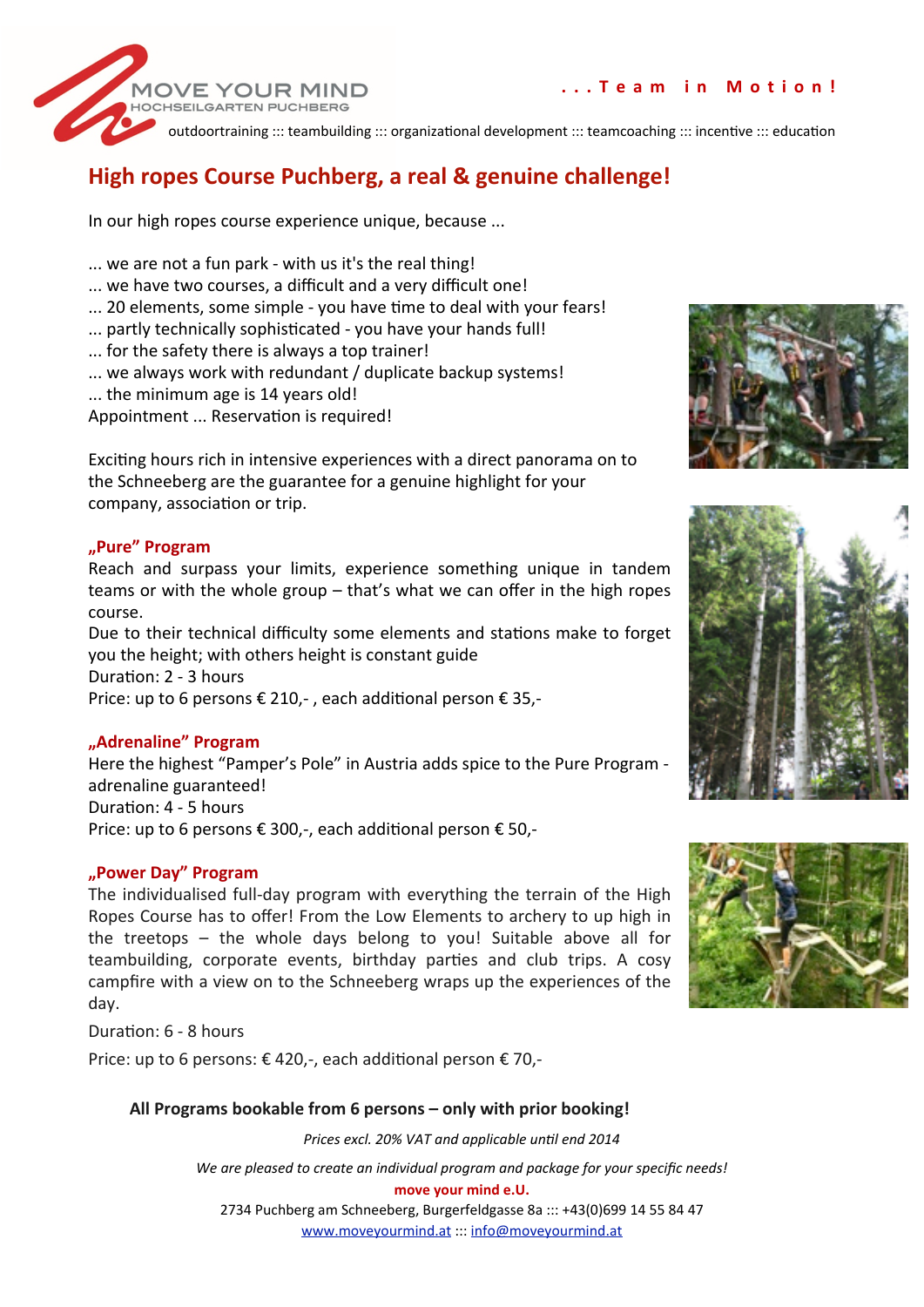MOVE YOUR MIND
HOCHSEILGARTEN PUCHBERG

...Team in Motion!

outdoortraining ::: teambuilding ::: organizational development ::: teamcoaching ::: incentive ::: education

## High ropes Course Puchberg, a real & genuine challenge!

In our high ropes course experience unique, because ...

... we are not a fun park - with us it's the real thing!
... we have two courses, a difficult and a very difficult one!
... 20 elements, some simple - you have time to deal with your fears!
... partly technically sophisticated - you have your hands full!
... for the safety there is always a top trainer!
... we always work with redundant / duplicate backup systems!
... the minimum age is 14 years old!
Appointment ... Reservation is required!

Exciting hours rich in intensive experiences with a direct panorama on to the Schneeberg are the guarantee for a genuine highlight for your company, association or trip.

### „Pure" Program

Reach and surpass your limits, experience something unique in tandem teams or with the whole group – that's what we can offer in the high ropes course.
Due to their technical difficulty some elements and stations make to forget you the height; with others height is constant guide
Duration: 2 - 3 hours
Price: up to 6 persons € 210,- , each additional person € 35,-

### „Adrenaline" Program

Here the highest "Pamper's Pole" in Austria adds spice to the Pure Program - adrenaline guaranteed!
Duration: 4 - 5 hours
Price: up to 6 persons € 300,-, each additional person € 50,-

### „Power Day" Program

The individualised full-day program with everything the terrain of the High Ropes Course has to offer! From the Low Elements to archery to up high in the treetops – the whole days belong to you! Suitable above all for teambuilding, corporate events, birthday parties and club trips. A cosy campfire with a view on to the Schneeberg wraps up the experiences of the day.

Duration: 6 - 8 hours

Price: up to 6 persons: € 420,-, each additional person € 70,-

**All Programs bookable from 6 persons – only with prior booking!**

*Prices excl. 20% VAT and applicable until end 2014*

*We are pleased to create an individual program and package for your specific needs!*

**move your mind e.U.**
2734 Puchberg am Schneeberg, Burgerfeldgasse 8a ::: +43(0)699 14 55 84 47
www.moveyourmind.at ::: info@moveyourmind.at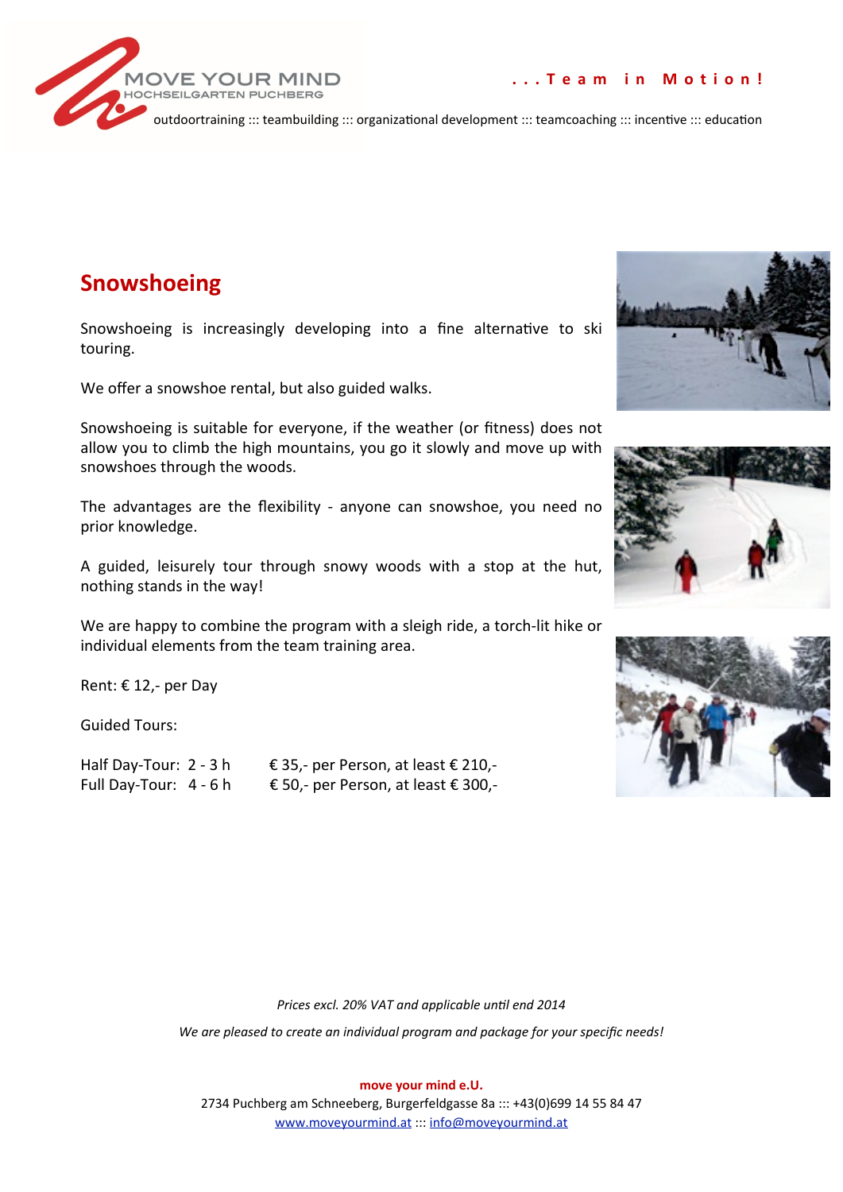## Snowshoeing

Snowshoeing is increasingly developing into a fine alternative to ski touring.

We offer a snowshoe rental, but also guided walks.

Snowshoeing is suitable for everyone, if the weather (or fitness) does not allow you to climb the high mountains, you go it slowly and move up with snowshoes through the woods.

The advantages are the flexibility - anyone can snowshoe, you need no prior knowledge.

A guided, leisurely tour through snowy woods with a stop at the hut, nothing stands in the way!

We are happy to combine the program with a sleigh ride, a torch-lit hike or individual elements from the team training area.

Rent: € 12,- per Day

Guided Tours:

| | | |
|---|---|---|
| Half Day-Tour: | 2 - 3 h | € 35,- per Person, at least € 210,- |
| Full Day-Tour: | 4 - 6 h | € 50,- per Person, at least € 300,- |

*Prices excl. 20% VAT and applicable until end 2014*

*We are pleased to create an individual program and package for your specific needs!*

**move your mind e.U.**
2734 Puchberg am Schneeberg, Burgerfeldgasse 8a ::: +43(0)699 14 55 84 47
www.moveyourmind.at ::: info@moveyourmind.at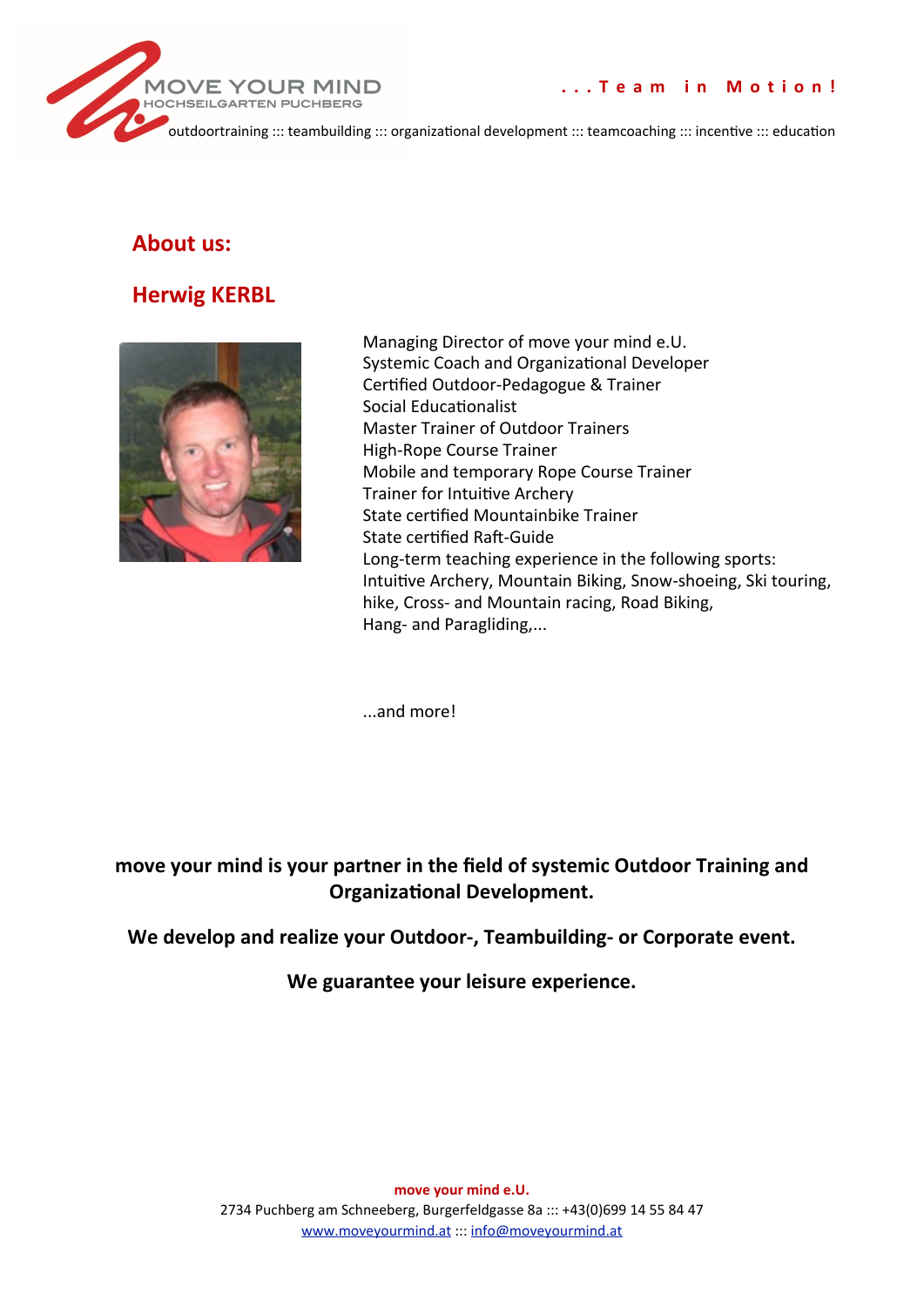## About us:

## Herwig KERBL

Managing Director of move your mind e.U.
Systemic Coach and Organizational Developer
Certified Outdoor-Pedagogue & Trainer
Social Educationalist
Master Trainer of Outdoor Trainers
High-Rope Course Trainer
Mobile and temporary Rope Course Trainer
Trainer for Intuitive Archery
State certified Mountainbike Trainer
State certified Raft-Guide
Long-term teaching experience in the following sports:
Intuitive Archery, Mountain Biking, Snow-shoeing, Ski touring, hike, Cross- and Mountain racing, Road Biking,
Hang- and Paragliding,...

...and more!

**move your mind is your partner in the field of systemic Outdoor Training and Organizational Development.**

**We develop and realize your Outdoor-, Teambuilding- or Corporate event.**

**We guarantee your leisure experience.**